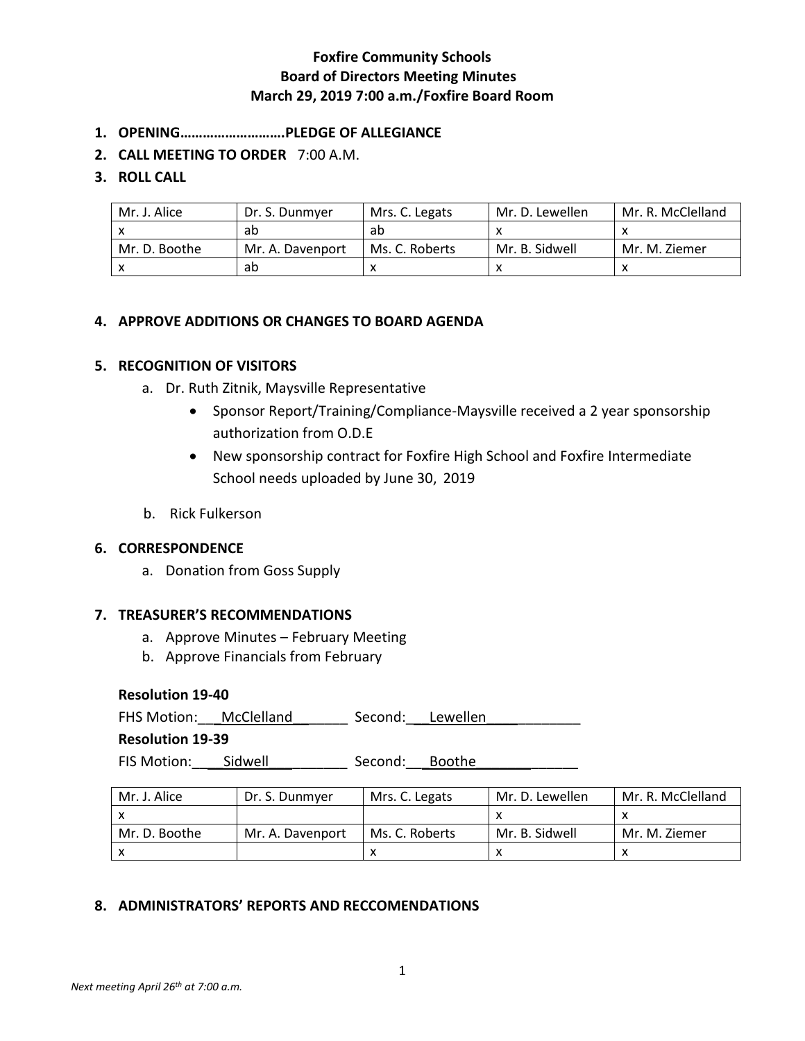**Foxfire Community Schools**
**Board of Directors Meeting Minutes**
**March 29, 2019 7:00 a.m./Foxfire Board Room**

1. **OPENING……………………….PLEDGE OF ALLEGIANCE**
2. **CALL MEETING TO ORDER** 7:00 A.M.
3. **ROLL CALL**

| Mr. J. Alice | Dr. S. Dunmyer | Mrs. C. Legats | Mr. D. Lewellen | Mr. R. McClelland |
|---|---|---|---|---|
| x | ab | ab | x | x |
| Mr. D. Boothe | Mr. A. Davenport | Ms. C. Roberts | Mr. B. Sidwell | Mr. M. Ziemer |
| x | ab | x | x | x |

4. **APPROVE ADDITIONS OR CHANGES TO BOARD AGENDA**

5. **RECOGNITION OF VISITORS**
   a. Dr. Ruth Zitnik, Maysville Representative
      - Sponsor Report/Training/Compliance-Maysville received a 2 year sponsorship authorization from O.D.E
      - New sponsorship contract for Foxfire High School and Foxfire Intermediate School needs uploaded by June 30, 2019

   b. Rick Fulkerson

6. **CORRESPONDENCE**
   a. Donation from Goss Supply

7. **TREASURER'S RECOMMENDATIONS**
   a. Approve Minutes – February Meeting
   b. Approve Financials from February

**Resolution 19-40**

FHS Motion: McClelland Second: Lewellen

**Resolution 19-39**

FIS Motion: Sidwell Second: Boothe

| Mr. J. Alice | Dr. S. Dunmyer | Mrs. C. Legats | Mr. D. Lewellen | Mr. R. McClelland |
|---|---|---|---|---|
| x | | | x | x |
| Mr. D. Boothe | Mr. A. Davenport | Ms. C. Roberts | Mr. B. Sidwell | Mr. M. Ziemer |
| x | | x | x | x |

8. **ADMINISTRATORS' REPORTS AND RECCOMENDATIONS**

*Next meeting April 26th at 7:00 a.m.*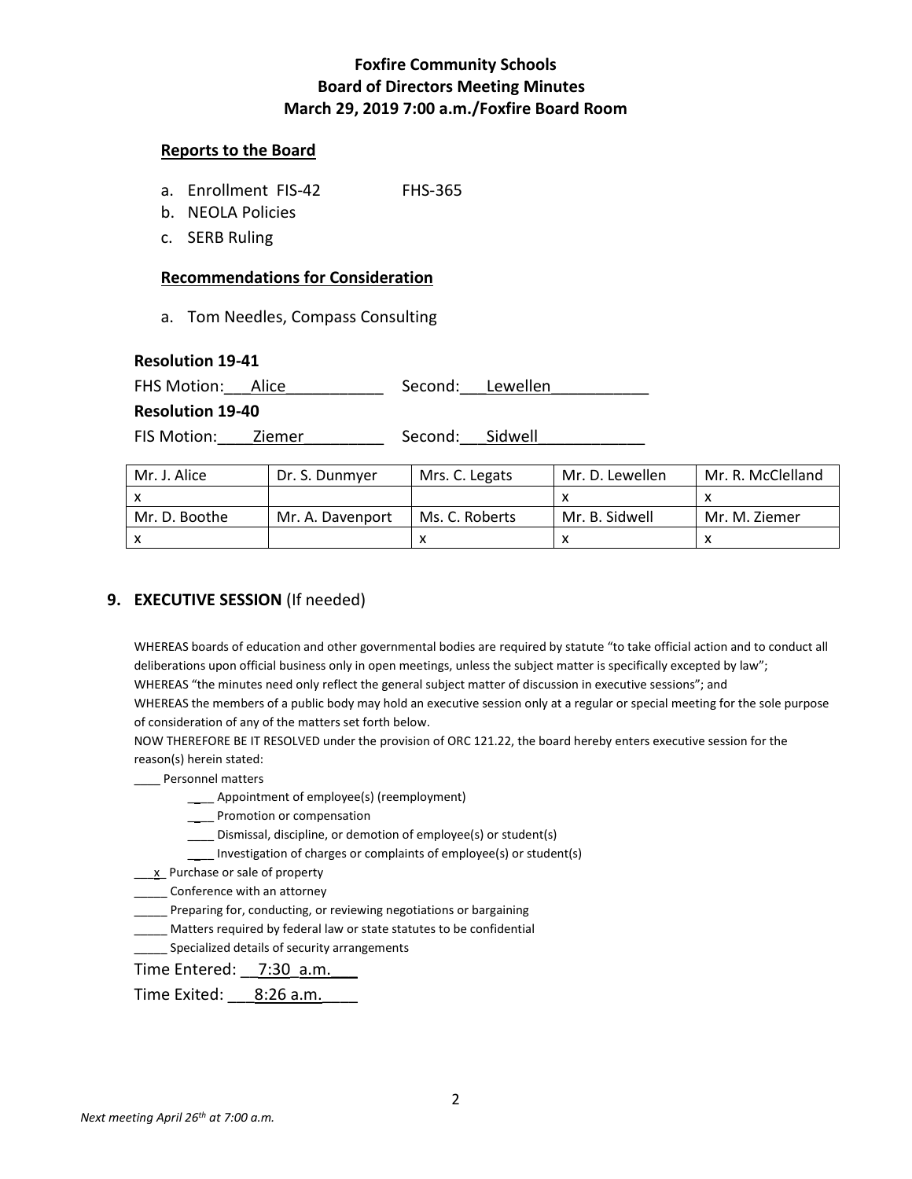# Foxfire Community Schools
## Board of Directors Meeting Minutes
## March 29, 2019 7:00 a.m./Foxfire Board Room

### Reports to the Board

a. Enrollment FIS-42 FHS-365
b. NEOLA Policies
c. SERB Ruling

### Recommendations for Consideration

a. Tom Needles, Compass Consulting

**Resolution 19-41**

FHS Motion: Alice Second: Lewellen

**Resolution 19-40**

FIS Motion: Ziemer Second: Sidwell

| Mr. J. Alice | Dr. S. Dunmyer | Mrs. C. Legats | Mr. D. Lewellen | Mr. R. McClelland |
|---|---|---|---|---|
| x | | | x | x |
| Mr. D. Boothe | Mr. A. Davenport | Ms. C. Roberts | Mr. B. Sidwell | Mr. M. Ziemer |
| x | | x | x | x |

## 9. EXECUTIVE SESSION (If needed)

WHEREAS boards of education and other governmental bodies are required by statute "to take official action and to conduct all deliberations upon official business only in open meetings, unless the subject matter is specifically excepted by law";
WHEREAS "the minutes need only reflect the general subject matter of discussion in executive sessions"; and
WHEREAS the members of a public body may hold an executive session only at a regular or special meeting for the sole purpose of consideration of any of the matters set forth below.
NOW THEREFORE BE IT RESOLVED under the provision of ORC 121.22, the board hereby enters executive session for the reason(s) herein stated:

____ Personnel matters

- ____ Appointment of employee(s) (reemployment)
- ____ Promotion or compensation
- ____ Dismissal, discipline, or demotion of employee(s) or student(s)
- ____ Investigation of charges or complaints of employee(s) or student(s)

\_\_x\_ Purchase or sale of property
_____ Conference with an attorney
_____ Preparing for, conducting, or reviewing negotiations or bargaining
_____ Matters required by federal law or state statutes to be confidential
_____ Specialized details of security arrangements

Time Entered: 7:30 a.m.

Time Exited: 8:26 a.m.

*Next meeting April 26th at 7:00 a.m.*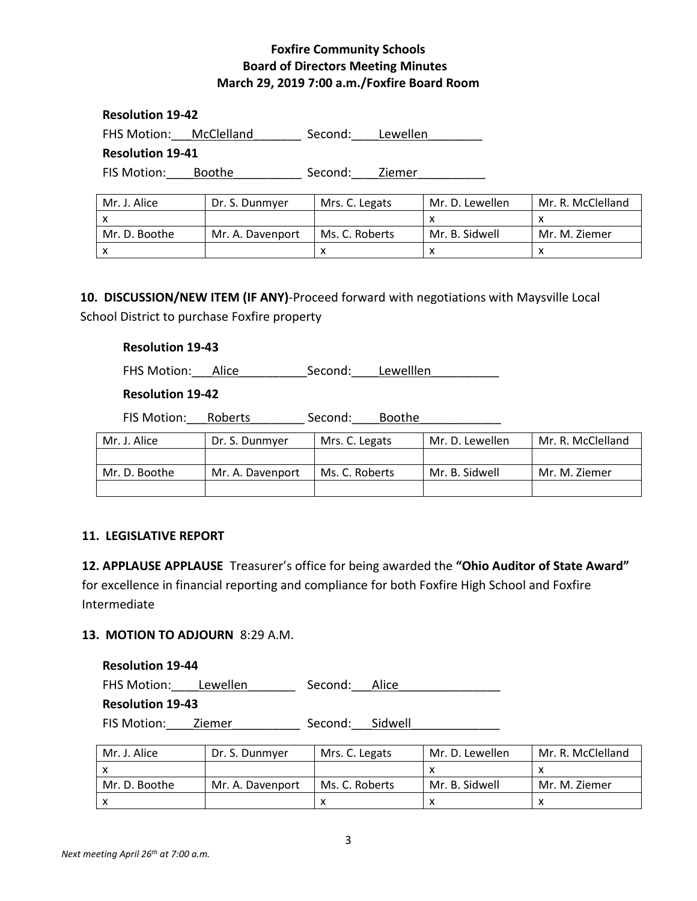**Foxfire Community Schools**
**Board of Directors Meeting Minutes**
**March 29, 2019 7:00 a.m./Foxfire Board Room**

**Resolution 19-42**

FHS Motion:\_\_\_McClelland\_\_\_\_\_\_\_ Second:\_\_\_\_Lewellen\_\_\_\_\_\_\_\_

**Resolution 19-41**

FIS Motion:\_\_\_\_Boothe\_\_\_\_\_\_\_\_\_\_ Second:\_\_\_\_Ziemer\_\_\_\_\_\_\_\_\_\_

| | | | | |
|---|---|---|---|---|
| Mr. J. Alice | Dr. S. Dunmyer | Mrs. C. Legats | Mr. D. Lewellen | Mr. R. McClelland |
| x | | | x | x |
| Mr. D. Boothe | Mr. A. Davenport | Ms. C. Roberts | Mr. B. Sidwell | Mr. M. Ziemer |
| x | | x | x | x |

**10. DISCUSSION/NEW ITEM (IF ANY)**-Proceed forward with negotiations with Maysville Local School District to purchase Foxfire property

**Resolution 19-43**

FHS Motion:\_\_\_Alice\_\_\_\_\_\_\_\_\_\_Second:\_\_\_\_Lewelllen\_\_\_\_\_\_\_\_\_\_

**Resolution 19-42**

FIS Motion:\_\_\_Roberts\_\_\_\_\_\_\_\_ Second:\_\_\_\_Boothe\_\_\_\_\_\_\_\_\_\_\_\_

| | | | | |
|---|---|---|---|---|
| Mr. J. Alice | Dr. S. Dunmyer | Mrs. C. Legats | Mr. D. Lewellen | Mr. R. McClelland |
| | | | | |
| Mr. D. Boothe | Mr. A. Davenport | Ms. C. Roberts | Mr. B. Sidwell | Mr. M. Ziemer |
| | | | | |

**11. LEGISLATIVE REPORT**

**12. APPLAUSE APPLAUSE** Treasurer's office for being awarded the **"Ohio Auditor of State Award"** for excellence in financial reporting and compliance for both Foxfire High School and Foxfire Intermediate

**13. MOTION TO ADJOURN** 8:29 A.M.

**Resolution 19-44**

FHS Motion:\_\_\_\_Lewellen\_\_\_\_\_\_\_ Second:\_\_\_Alice\_\_\_\_\_\_\_\_\_\_\_\_\_\_\_

**Resolution 19-43**

FIS Motion:\_\_\_\_Ziemer\_\_\_\_\_\_\_\_\_\_ Second:\_\_\_Sidwell\_\_\_\_\_\_\_\_\_\_\_\_\_

| | | | | |
|---|---|---|---|---|
| Mr. J. Alice | Dr. S. Dunmyer | Mrs. C. Legats | Mr. D. Lewellen | Mr. R. McClelland |
| x | | | x | x |
| Mr. D. Boothe | Mr. A. Davenport | Ms. C. Roberts | Mr. B. Sidwell | Mr. M. Ziemer |
| x | | x | x | x |

*Next meeting April 26th at 7:00 a.m.*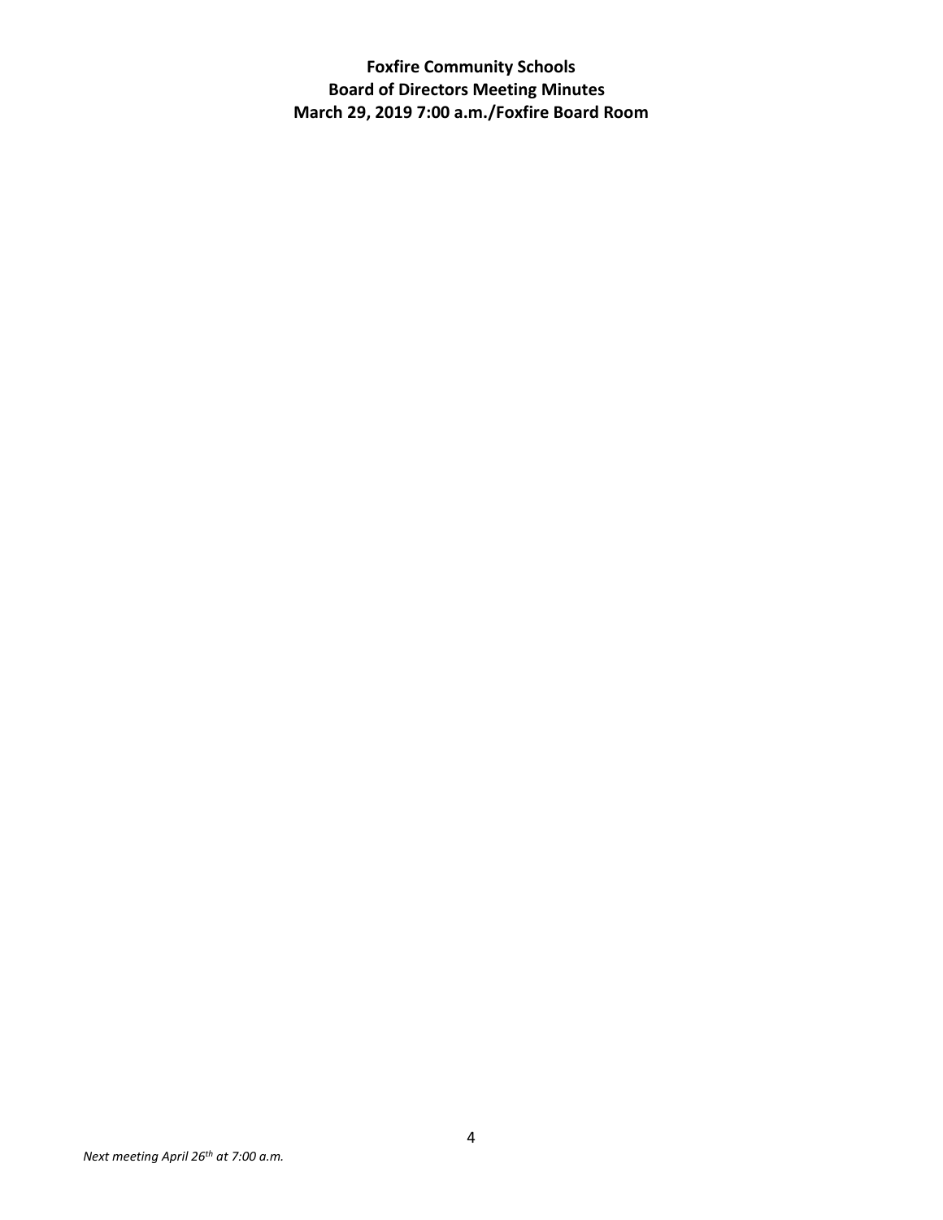**Foxfire Community Schools**
**Board of Directors Meeting Minutes**
**March 29, 2019 7:00 a.m./Foxfire Board Room**

*Next meeting April 26th at 7:00 a.m.*